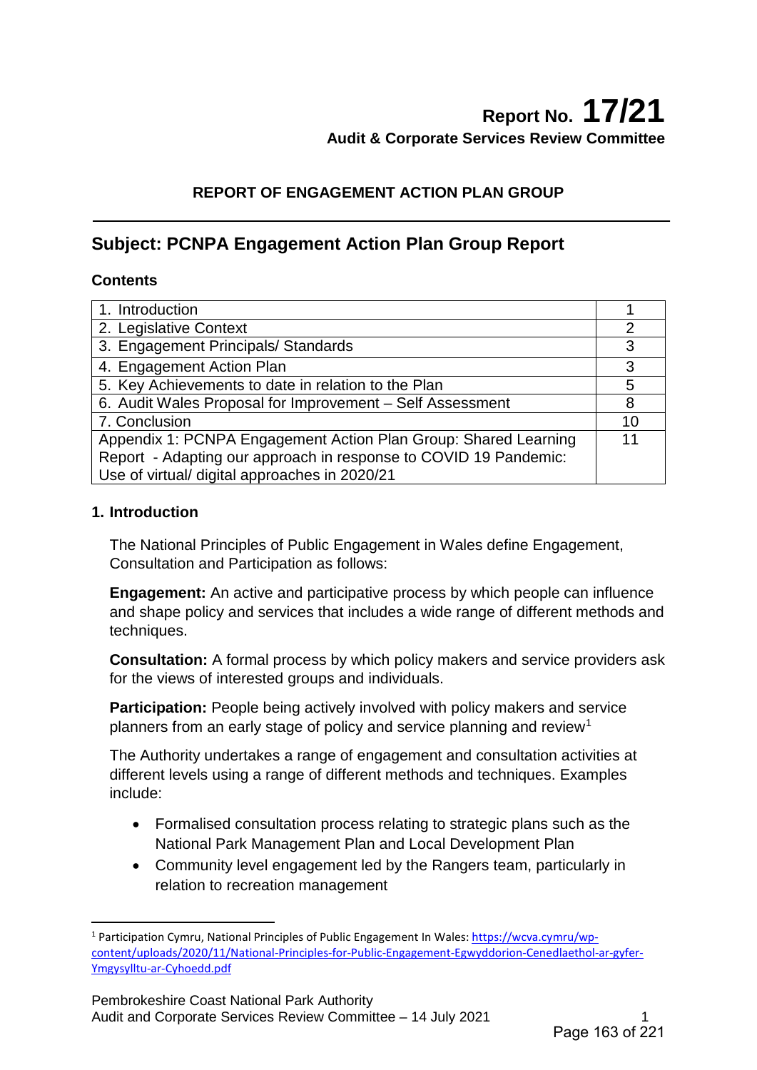**Report No. 17/21**

**Audit & Corporate Services Review Committee**

**REPORT OF ENGAGEMENT ACTION PLAN GROUP**

## Subject: PCNPA Engagement Action Plan Group Report

### Contents

| | |
|---|---|
| 1. Introduction | 1 |
| 2. Legislative Context | 2 |
| 3. Engagement Principals/ Standards | 3 |
| 4. Engagement Action Plan | 3 |
| 5. Key Achievements to date in relation to the Plan | 5 |
| 6. Audit Wales Proposal for Improvement – Self Assessment | 8 |
| 7. Conclusion | 10 |
| Appendix 1: PCNPA Engagement Action Plan Group: Shared Learning Report - Adapting our approach in response to COVID 19 Pandemic: Use of virtual/ digital approaches in 2020/21 | 11 |

### 1. Introduction

The National Principles of Public Engagement in Wales define Engagement, Consultation and Participation as follows:

**Engagement:** An active and participative process by which people can influence and shape policy and services that includes a wide range of different methods and techniques.

**Consultation:** A formal process by which policy makers and service providers ask for the views of interested groups and individuals.

**Participation:** People being actively involved with policy makers and service planners from an early stage of policy and service planning and review[1]

The Authority undertakes a range of engagement and consultation activities at different levels using a range of different methods and techniques. Examples include:

- Formalised consultation process relating to strategic plans such as the National Park Management Plan and Local Development Plan
- Community level engagement led by the Rangers team, particularly in relation to recreation management

[1] Participation Cymru, National Principles of Public Engagement In Wales: https://wcva.cymru/wp-content/uploads/2020/11/National-Principles-for-Public-Engagement-Egwyddorion-Cenedlaethol-ar-gyfer-Ymgysylltu-ar-Cyhoedd.pdf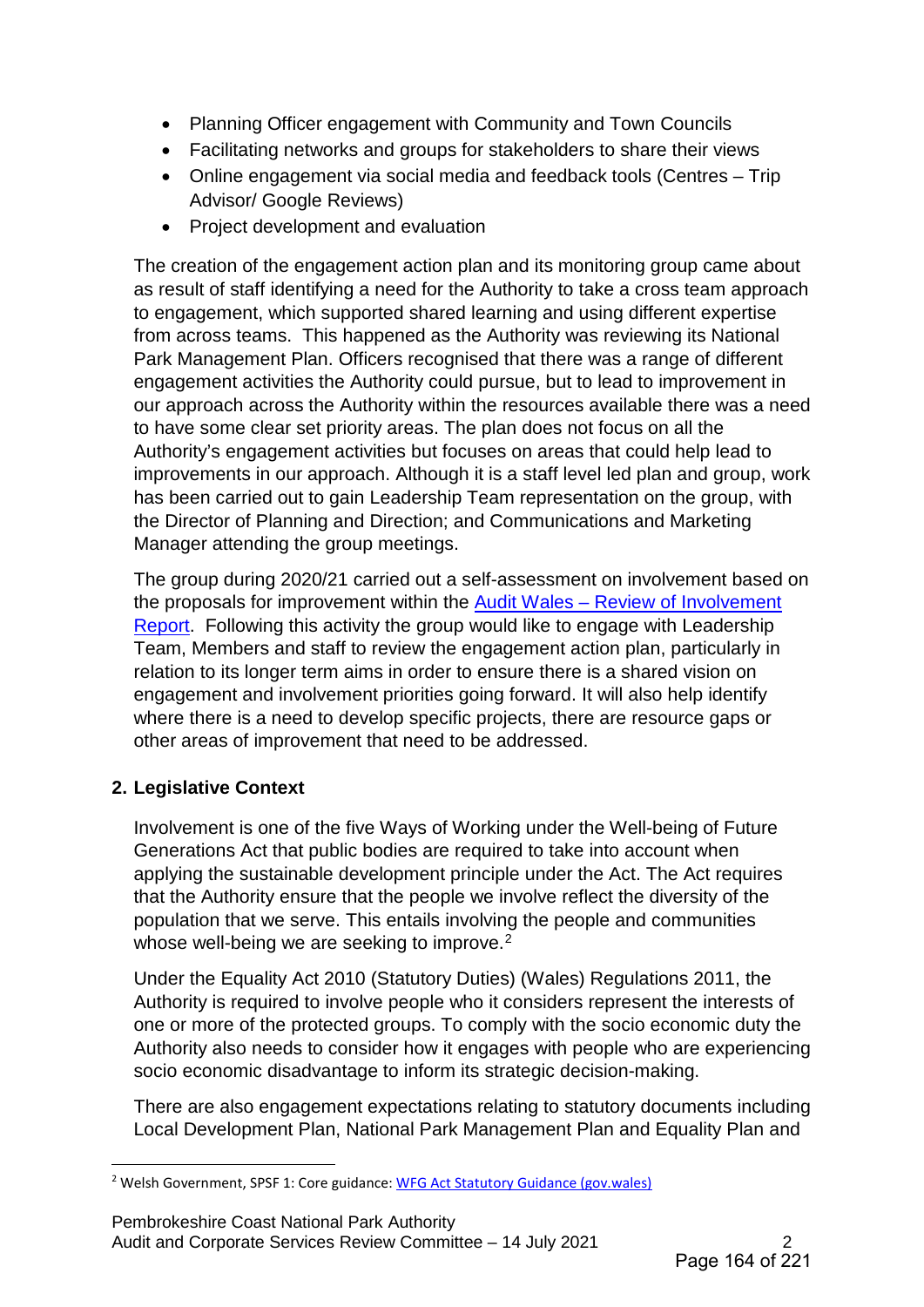- Planning Officer engagement with Community and Town Councils
- Facilitating networks and groups for stakeholders to share their views
- Online engagement via social media and feedback tools (Centres – Trip Advisor/ Google Reviews)
- Project development and evaluation

The creation of the engagement action plan and its monitoring group came about as result of staff identifying a need for the Authority to take a cross team approach to engagement, which supported shared learning and using different expertise from across teams. This happened as the Authority was reviewing its National Park Management Plan. Officers recognised that there was a range of different engagement activities the Authority could pursue, but to lead to improvement in our approach across the Authority within the resources available there was a need to have some clear set priority areas. The plan does not focus on all the Authority's engagement activities but focuses on areas that could help lead to improvements in our approach. Although it is a staff level led plan and group, work has been carried out to gain Leadership Team representation on the group, with the Director of Planning and Direction; and Communications and Marketing Manager attending the group meetings.

The group during 2020/21 carried out a self-assessment on involvement based on the proposals for improvement within the Audit Wales – Review of Involvement Report. Following this activity the group would like to engage with Leadership Team, Members and staff to review the engagement action plan, particularly in relation to its longer term aims in order to ensure there is a shared vision on engagement and involvement priorities going forward. It will also help identify where there is a need to develop specific projects, there are resource gaps or other areas of improvement that need to be addressed.

## 2. Legislative Context

Involvement is one of the five Ways of Working under the Well-being of Future Generations Act that public bodies are required to take into account when applying the sustainable development principle under the Act. The Act requires that the Authority ensure that the people we involve reflect the diversity of the population that we serve. This entails involving the people and communities whose well-being we are seeking to improve.[2]

Under the Equality Act 2010 (Statutory Duties) (Wales) Regulations 2011, the Authority is required to involve people who it considers represent the interests of one or more of the protected groups. To comply with the socio economic duty the Authority also needs to consider how it engages with people who are experiencing socio economic disadvantage to inform its strategic decision-making.

There are also engagement expectations relating to statutory documents including Local Development Plan, National Park Management Plan and Equality Plan and

[2] Welsh Government, SPSF 1: Core guidance: WFG Act Statutory Guidance (gov.wales)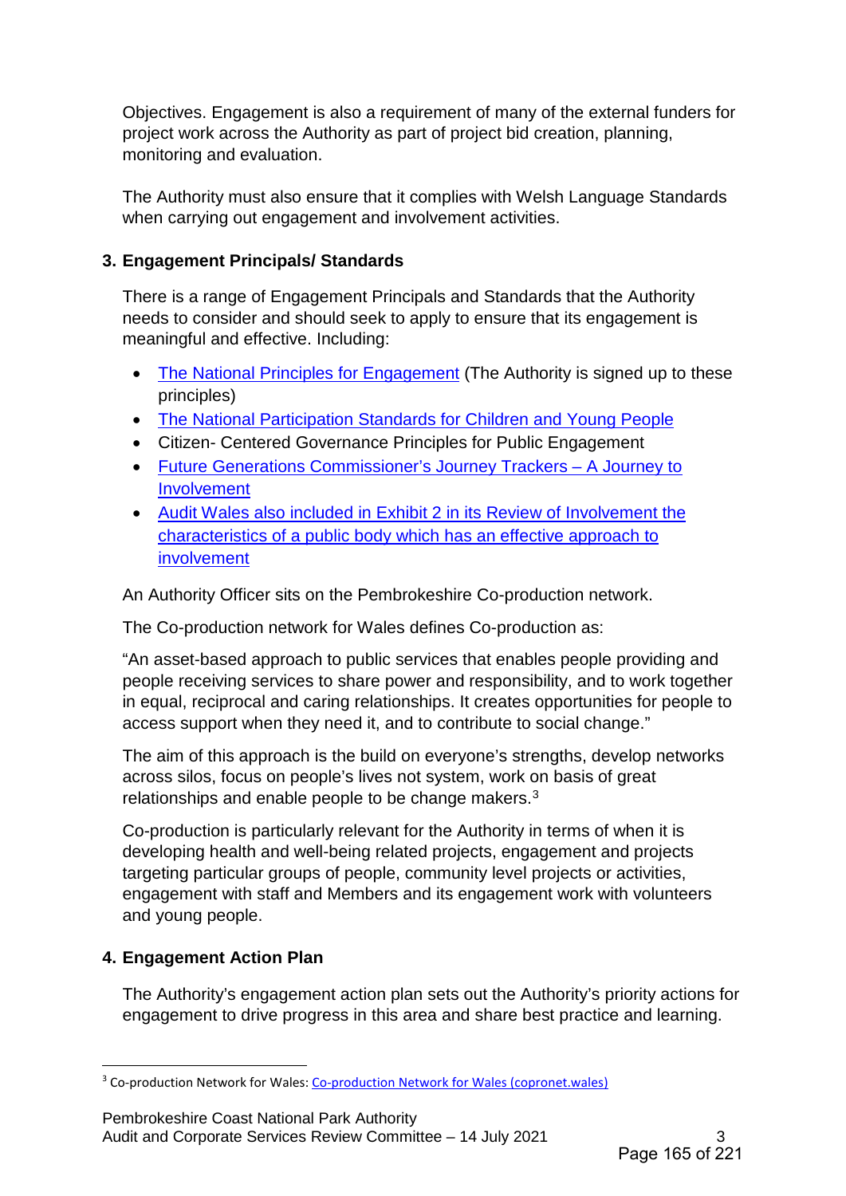Objectives. Engagement is also a requirement of many of the external funders for project work across the Authority as part of project bid creation, planning, monitoring and evaluation.

The Authority must also ensure that it complies with Welsh Language Standards when carrying out engagement and involvement activities.

## 3. Engagement Principals/ Standards

There is a range of Engagement Principals and Standards that the Authority needs to consider and should seek to apply to ensure that its engagement is meaningful and effective. Including:

- The National Principles for Engagement (The Authority is signed up to these principles)
- The National Participation Standards for Children and Young People
- Citizen- Centered Governance Principles for Public Engagement
- Future Generations Commissioner's Journey Trackers – A Journey to Involvement
- Audit Wales also included in Exhibit 2 in its Review of Involvement the characteristics of a public body which has an effective approach to involvement

An Authority Officer sits on the Pembrokeshire Co-production network.

The Co-production network for Wales defines Co-production as:

"An asset-based approach to public services that enables people providing and people receiving services to share power and responsibility, and to work together in equal, reciprocal and caring relationships. It creates opportunities for people to access support when they need it, and to contribute to social change."

The aim of this approach is the build on everyone's strengths, develop networks across silos, focus on people's lives not system, work on basis of great relationships and enable people to be change makers.[3]

Co-production is particularly relevant for the Authority in terms of when it is developing health and well-being related projects, engagement and projects targeting particular groups of people, community level projects or activities, engagement with staff and Members and its engagement work with volunteers and young people.

## 4. Engagement Action Plan

The Authority's engagement action plan sets out the Authority's priority actions for engagement to drive progress in this area and share best practice and learning.

---

[3] Co-production Network for Wales: Co-production Network for Wales (copronet.wales)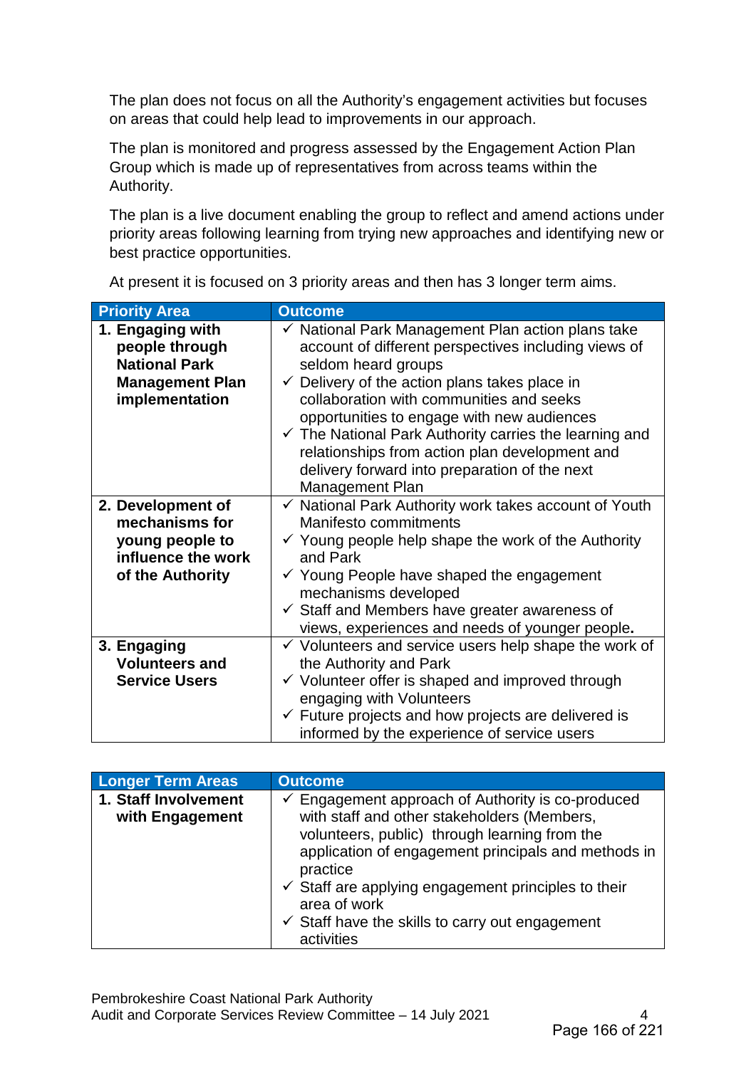The plan does not focus on all the Authority's engagement activities but focuses on areas that could help lead to improvements in our approach.

The plan is monitored and progress assessed by the Engagement Action Plan Group which is made up of representatives from across teams within the Authority.

The plan is a live document enabling the group to reflect and amend actions under priority areas following learning from trying new approaches and identifying new or best practice opportunities.

At present it is focused on 3 priority areas and then has 3 longer term aims.

| Priority Area | Outcome |
|---|---|
| **1. Engaging with people through National Park Management Plan implementation** | ✓ National Park Management Plan action plans take account of different perspectives including views of seldom heard groups<br>✓ Delivery of the action plans takes place in collaboration with communities and seeks opportunities to engage with new audiences<br>✓ The National Park Authority carries the learning and relationships from action plan development and delivery forward into preparation of the next Management Plan |
| **2. Development of mechanisms for young people to influence the work of the Authority** | ✓ National Park Authority work takes account of Youth Manifesto commitments<br>✓ Young people help shape the work of the Authority and Park<br>✓ Young People have shaped the engagement mechanisms developed<br>✓ Staff and Members have greater awareness of views, experiences and needs of younger people. |
| **3. Engaging Volunteers and Service Users** | ✓ Volunteers and service users help shape the work of the Authority and Park<br>✓ Volunteer offer is shaped and improved through engaging with Volunteers<br>✓ Future projects and how projects are delivered is informed by the experience of service users |

| Longer Term Areas | Outcome |
|---|---|
| **1. Staff Involvement with Engagement** | ✓ Engagement approach of Authority is co-produced with staff and other stakeholders (Members, volunteers, public) through learning from the application of engagement principals and methods in practice<br>✓ Staff are applying engagement principles to their area of work<br>✓ Staff have the skills to carry out engagement activities |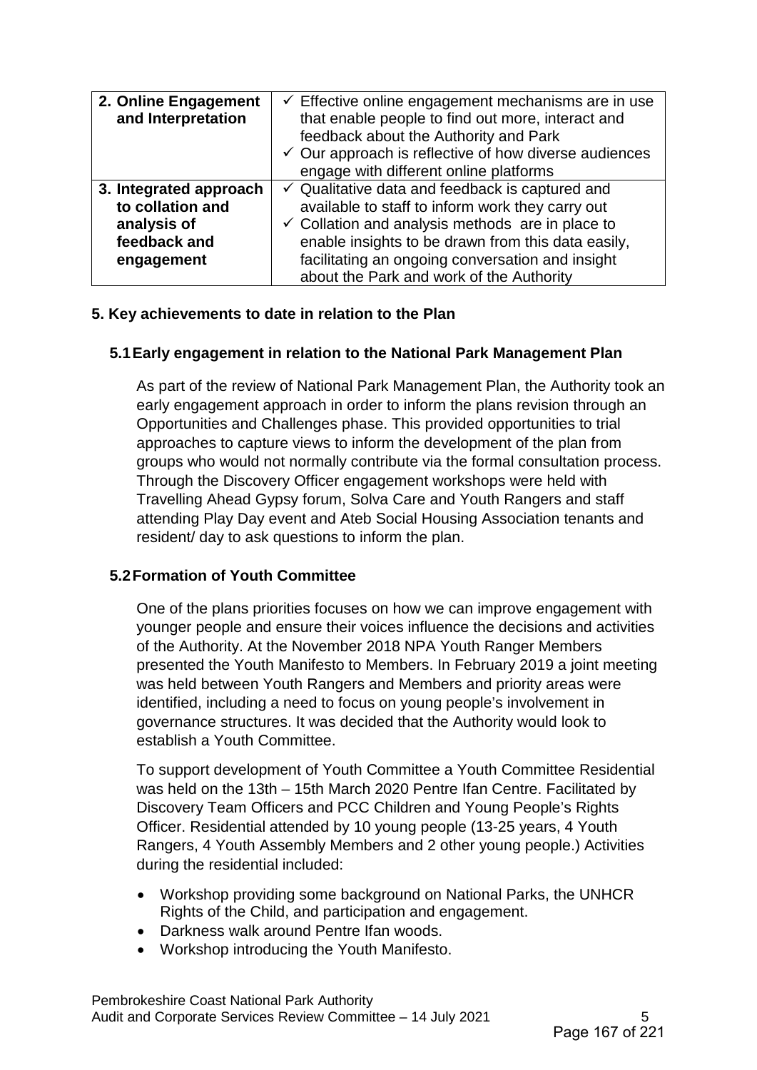| 2. Online Engagement and Interpretation | ✓ Effective online engagement mechanisms are in use that enable people to find out more, interact and feedback about the Authority and Park<br>✓ Our approach is reflective of how diverse audiences engage with different online platforms |
|---|---|
| 3. Integrated approach to collation and analysis of feedback and engagement | ✓ Qualitative data and feedback is captured and available to staff to inform work they carry out<br>✓ Collation and analysis methods are in place to enable insights to be drawn from this data easily, facilitating an ongoing conversation and insight about the Park and work of the Authority |

## 5. Key achievements to date in relation to the Plan

### 5.1 Early engagement in relation to the National Park Management Plan

As part of the review of National Park Management Plan, the Authority took an early engagement approach in order to inform the plans revision through an Opportunities and Challenges phase. This provided opportunities to trial approaches to capture views to inform the development of the plan from groups who would not normally contribute via the formal consultation process. Through the Discovery Officer engagement workshops were held with Travelling Ahead Gypsy forum, Solva Care and Youth Rangers and staff attending Play Day event and Ateb Social Housing Association tenants and resident/ day to ask questions to inform the plan.

### 5.2 Formation of Youth Committee

One of the plans priorities focuses on how we can improve engagement with younger people and ensure their voices influence the decisions and activities of the Authority. At the November 2018 NPA Youth Ranger Members presented the Youth Manifesto to Members. In February 2019 a joint meeting was held between Youth Rangers and Members and priority areas were identified, including a need to focus on young people's involvement in governance structures. It was decided that the Authority would look to establish a Youth Committee.

To support development of Youth Committee a Youth Committee Residential was held on the 13th – 15th March 2020 Pentre Ifan Centre. Facilitated by Discovery Team Officers and PCC Children and Young People's Rights Officer. Residential attended by 10 young people (13-25 years, 4 Youth Rangers, 4 Youth Assembly Members and 2 other young people.) Activities during the residential included:

- Workshop providing some background on National Parks, the UNHCR Rights of the Child, and participation and engagement.
- Darkness walk around Pentre Ifan woods.
- Workshop introducing the Youth Manifesto.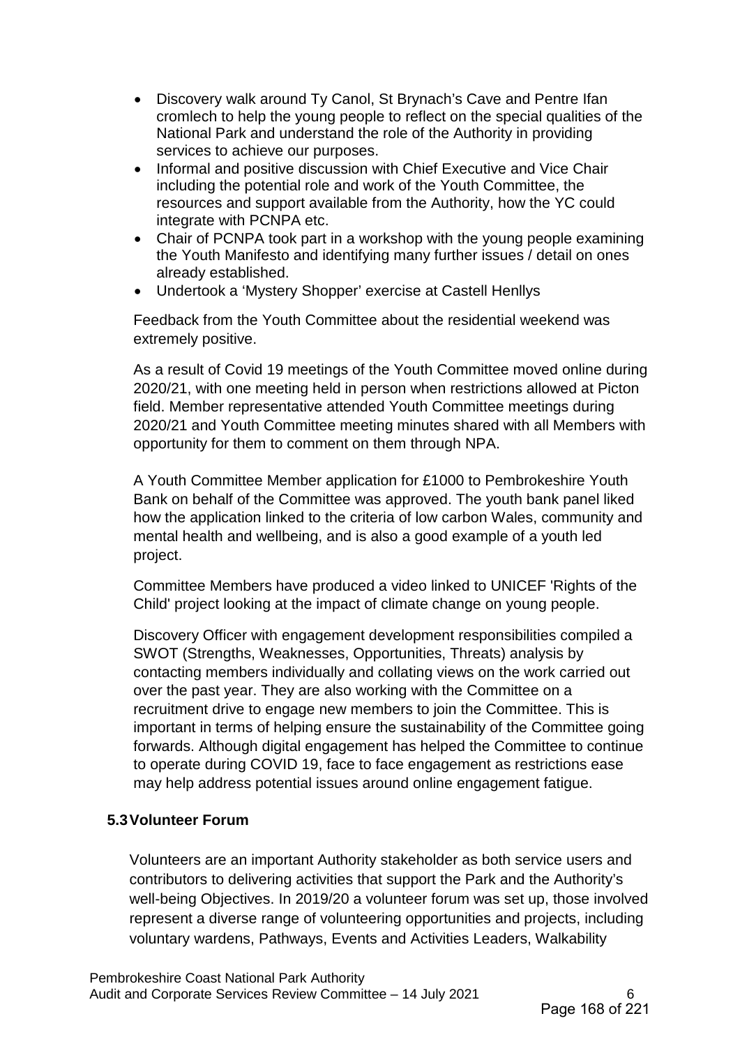- Discovery walk around Ty Canol, St Brynach's Cave and Pentre Ifan cromlech to help the young people to reflect on the special qualities of the National Park and understand the role of the Authority in providing services to achieve our purposes.
- Informal and positive discussion with Chief Executive and Vice Chair including the potential role and work of the Youth Committee, the resources and support available from the Authority, how the YC could integrate with PCNPA etc.
- Chair of PCNPA took part in a workshop with the young people examining the Youth Manifesto and identifying many further issues / detail on ones already established.
- Undertook a 'Mystery Shopper' exercise at Castell Henllys

Feedback from the Youth Committee about the residential weekend was extremely positive.

As a result of Covid 19 meetings of the Youth Committee moved online during 2020/21, with one meeting held in person when restrictions allowed at Picton field. Member representative attended Youth Committee meetings during 2020/21 and Youth Committee meeting minutes shared with all Members with opportunity for them to comment on them through NPA.

A Youth Committee Member application for £1000 to Pembrokeshire Youth Bank on behalf of the Committee was approved. The youth bank panel liked how the application linked to the criteria of low carbon Wales, community and mental health and wellbeing, and is also a good example of a youth led project.

Committee Members have produced a video linked to UNICEF 'Rights of the Child' project looking at the impact of climate change on young people.

Discovery Officer with engagement development responsibilities compiled a SWOT (Strengths, Weaknesses, Opportunities, Threats) analysis by contacting members individually and collating views on the work carried out over the past year. They are also working with the Committee on a recruitment drive to engage new members to join the Committee. This is important in terms of helping ensure the sustainability of the Committee going forwards. Although digital engagement has helped the Committee to continue to operate during COVID 19, face to face engagement as restrictions ease may help address potential issues around online engagement fatigue.

### 5.3 Volunteer Forum

Volunteers are an important Authority stakeholder as both service users and contributors to delivering activities that support the Park and the Authority's well-being Objectives. In 2019/20 a volunteer forum was set up, those involved represent a diverse range of volunteering opportunities and projects, including voluntary wardens, Pathways, Events and Activities Leaders, Walkability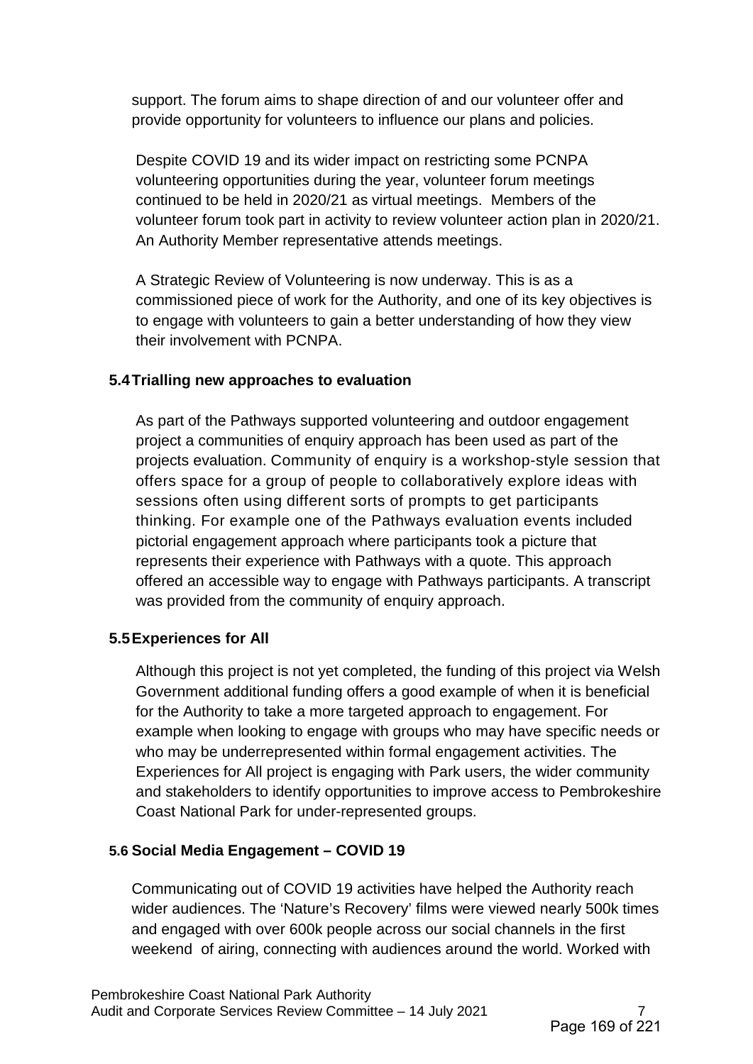support. The forum aims to shape direction of and our volunteer offer and provide opportunity for volunteers to influence our plans and policies.

Despite COVID 19 and its wider impact on restricting some PCNPA volunteering opportunities during the year, volunteer forum meetings continued to be held in 2020/21 as virtual meetings. Members of the volunteer forum took part in activity to review volunteer action plan in 2020/21. An Authority Member representative attends meetings.

A Strategic Review of Volunteering is now underway. This is as a commissioned piece of work for the Authority, and one of its key objectives is to engage with volunteers to gain a better understanding of how they view their involvement with PCNPA.

### 5.4 Trialling new approaches to evaluation

As part of the Pathways supported volunteering and outdoor engagement project a communities of enquiry approach has been used as part of the projects evaluation. Community of enquiry is a workshop-style session that offers space for a group of people to collaboratively explore ideas with sessions often using different sorts of prompts to get participants thinking. For example one of the Pathways evaluation events included pictorial engagement approach where participants took a picture that represents their experience with Pathways with a quote. This approach offered an accessible way to engage with Pathways participants. A transcript was provided from the community of enquiry approach.

### 5.5 Experiences for All

Although this project is not yet completed, the funding of this project via Welsh Government additional funding offers a good example of when it is beneficial for the Authority to take a more targeted approach to engagement. For example when looking to engage with groups who may have specific needs or who may be underrepresented within formal engagement activities. The Experiences for All project is engaging with Park users, the wider community and stakeholders to identify opportunities to improve access to Pembrokeshire Coast National Park for under-represented groups.

### 5.6 Social Media Engagement – COVID 19

Communicating out of COVID 19 activities have helped the Authority reach wider audiences. The 'Nature's Recovery' films were viewed nearly 500k times and engaged with over 600k people across our social channels in the first weekend of airing, connecting with audiences around the world. Worked with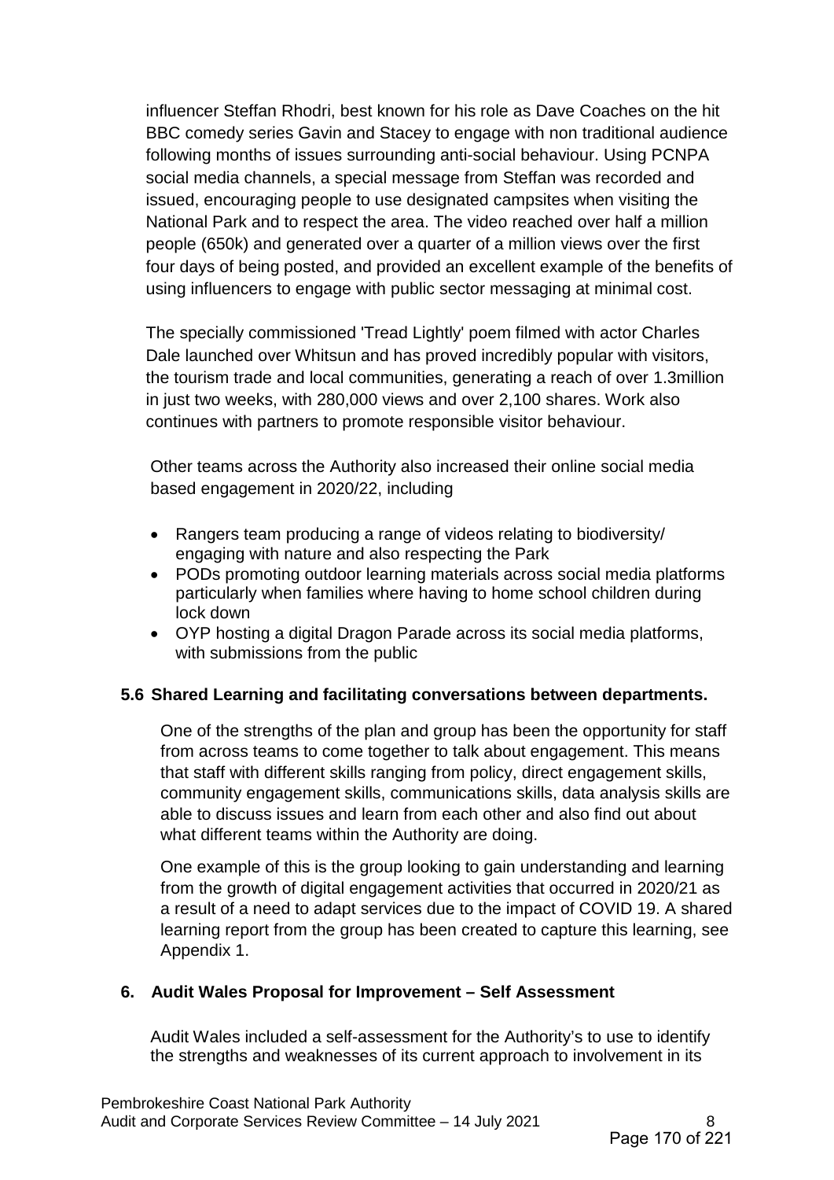influencer Steffan Rhodri, best known for his role as Dave Coaches on the hit BBC comedy series Gavin and Stacey to engage with non traditional audience following months of issues surrounding anti-social behaviour. Using PCNPA social media channels, a special message from Steffan was recorded and issued, encouraging people to use designated campsites when visiting the National Park and to respect the area. The video reached over half a million people (650k) and generated over a quarter of a million views over the first four days of being posted, and provided an excellent example of the benefits of using influencers to engage with public sector messaging at minimal cost.

The specially commissioned 'Tread Lightly' poem filmed with actor Charles Dale launched over Whitsun and has proved incredibly popular with visitors, the tourism trade and local communities, generating a reach of over 1.3million in just two weeks, with 280,000 views and over 2,100 shares. Work also continues with partners to promote responsible visitor behaviour.

Other teams across the Authority also increased their online social media based engagement in 2020/22, including

- Rangers team producing a range of videos relating to biodiversity/ engaging with nature and also respecting the Park
- PODs promoting outdoor learning materials across social media platforms particularly when families where having to home school children during lock down
- OYP hosting a digital Dragon Parade across its social media platforms, with submissions from the public

### 5.6 Shared Learning and facilitating conversations between departments.

One of the strengths of the plan and group has been the opportunity for staff from across teams to come together to talk about engagement. This means that staff with different skills ranging from policy, direct engagement skills, community engagement skills, communications skills, data analysis skills are able to discuss issues and learn from each other and also find out about what different teams within the Authority are doing.

One example of this is the group looking to gain understanding and learning from the growth of digital engagement activities that occurred in 2020/21 as a result of a need to adapt services due to the impact of COVID 19. A shared learning report from the group has been created to capture this learning, see Appendix 1.

## 6. Audit Wales Proposal for Improvement – Self Assessment

Audit Wales included a self-assessment for the Authority's to use to identify the strengths and weaknesses of its current approach to involvement in its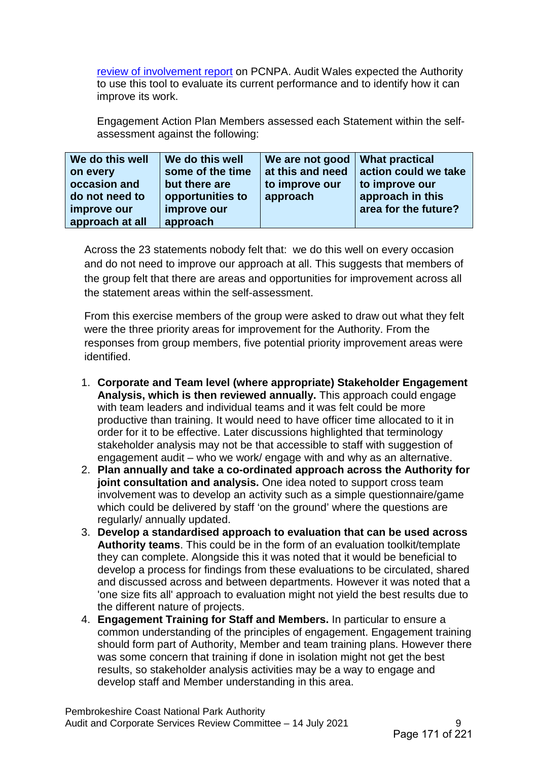[review of involvement report](#) on PCNPA. Audit Wales expected the Authority to use this tool to evaluate its current performance and to identify how it can improve its work.

Engagement Action Plan Members assessed each Statement within the self-assessment against the following:

| We do this well on every occasion and do not need to improve our approach at all | We do this well some of the time but there are opportunities to improve our approach | We are not good at this and need to improve our approach | What practical action could we take to improve our approach in this area for the future? |
|---|---|---|---|

Across the 23 statements nobody felt that: we do this well on every occasion and do not need to improve our approach at all. This suggests that members of the group felt that there are areas and opportunities for improvement across all the statement areas within the self-assessment.

From this exercise members of the group were asked to draw out what they felt were the three priority areas for improvement for the Authority. From the responses from group members, five potential priority improvement areas were identified.

1. **Corporate and Team level (where appropriate) Stakeholder Engagement Analysis, which is then reviewed annually.** This approach could engage with team leaders and individual teams and it was felt could be more productive than training. It would need to have officer time allocated to it in order for it to be effective. Later discussions highlighted that terminology stakeholder analysis may not be that accessible to staff with suggestion of engagement audit – who we work/ engage with and why as an alternative.
2. **Plan annually and take a co-ordinated approach across the Authority for joint consultation and analysis.** One idea noted to support cross team involvement was to develop an activity such as a simple questionnaire/game which could be delivered by staff 'on the ground' where the questions are regularly/ annually updated.
3. **Develop a standardised approach to evaluation that can be used across Authority teams**. This could be in the form of an evaluation toolkit/template they can complete. Alongside this it was noted that it would be beneficial to develop a process for findings from these evaluations to be circulated, shared and discussed across and between departments. However it was noted that a 'one size fits all' approach to evaluation might not yield the best results due to the different nature of projects.
4. **Engagement Training for Staff and Members.** In particular to ensure a common understanding of the principles of engagement. Engagement training should form part of Authority, Member and team training plans. However there was some concern that training if done in isolation might not get the best results, so stakeholder analysis activities may be a way to engage and develop staff and Member understanding in this area.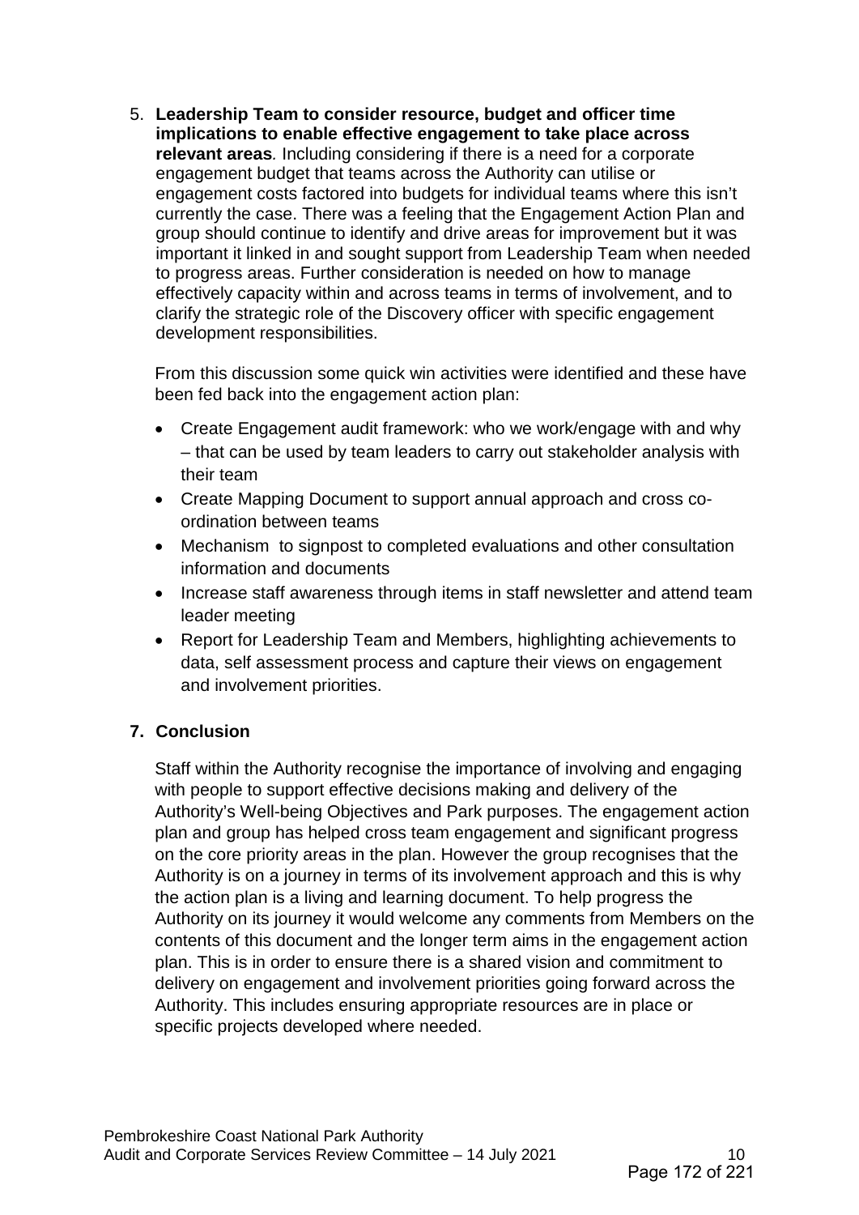5. **Leadership Team to consider resource, budget and officer time implications to enable effective engagement to take place across relevant areas***.* Including considering if there is a need for a corporate engagement budget that teams across the Authority can utilise or engagement costs factored into budgets for individual teams where this isn't currently the case. There was a feeling that the Engagement Action Plan and group should continue to identify and drive areas for improvement but it was important it linked in and sought support from Leadership Team when needed to progress areas. Further consideration is needed on how to manage effectively capacity within and across teams in terms of involvement, and to clarify the strategic role of the Discovery officer with specific engagement development responsibilities.

   From this discussion some quick win activities were identified and these have been fed back into the engagement action plan:

   - Create Engagement audit framework: who we work/engage with and why – that can be used by team leaders to carry out stakeholder analysis with their team
   - Create Mapping Document to support annual approach and cross co-ordination between teams
   - Mechanism to signpost to completed evaluations and other consultation information and documents
   - Increase staff awareness through items in staff newsletter and attend team leader meeting
   - Report for Leadership Team and Members, highlighting achievements to data, self assessment process and capture their views on engagement and involvement priorities.

## 7. Conclusion

Staff within the Authority recognise the importance of involving and engaging with people to support effective decisions making and delivery of the Authority's Well-being Objectives and Park purposes. The engagement action plan and group has helped cross team engagement and significant progress on the core priority areas in the plan. However the group recognises that the Authority is on a journey in terms of its involvement approach and this is why the action plan is a living and learning document. To help progress the Authority on its journey it would welcome any comments from Members on the contents of this document and the longer term aims in the engagement action plan. This is in order to ensure there is a shared vision and commitment to delivery on engagement and involvement priorities going forward across the Authority. This includes ensuring appropriate resources are in place or specific projects developed where needed.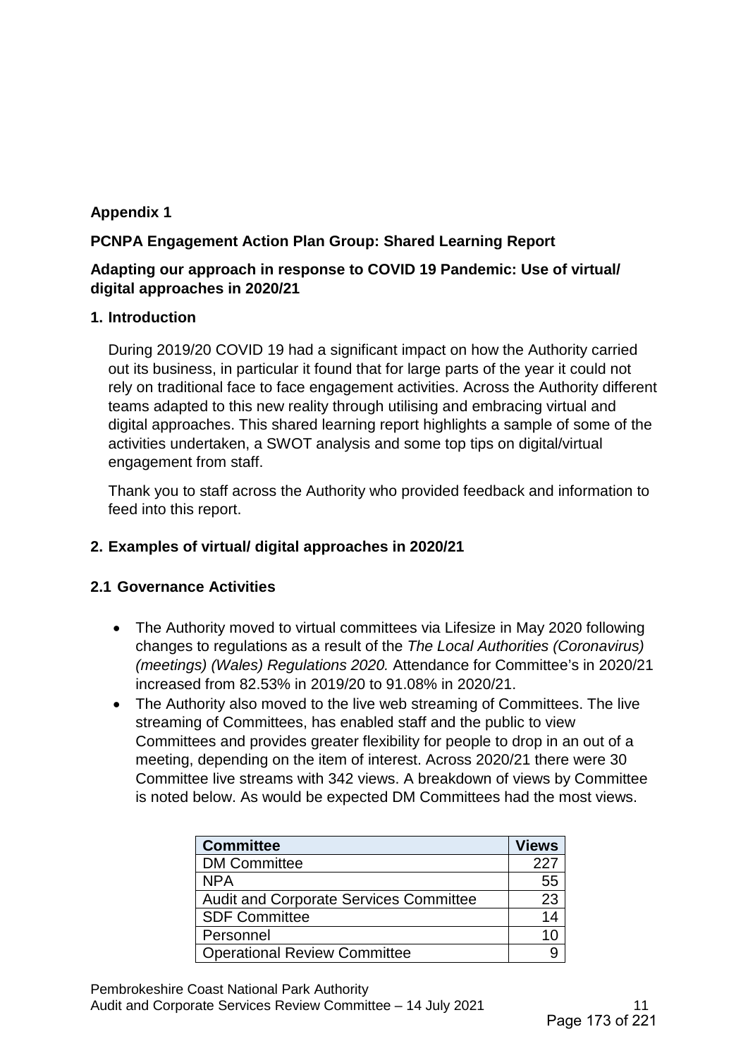**Appendix 1**

**PCNPA Engagement Action Plan Group: Shared Learning Report**

**Adapting our approach in response to COVID 19 Pandemic: Use of virtual/ digital approaches in 2020/21**

## 1. Introduction

During 2019/20 COVID 19 had a significant impact on how the Authority carried out its business, in particular it found that for large parts of the year it could not rely on traditional face to face engagement activities. Across the Authority different teams adapted to this new reality through utilising and embracing virtual and digital approaches. This shared learning report highlights a sample of some of the activities undertaken, a SWOT analysis and some top tips on digital/virtual engagement from staff.

Thank you to staff across the Authority who provided feedback and information to feed into this report.

## 2. Examples of virtual/ digital approaches in 2020/21

### 2.1 Governance Activities

- The Authority moved to virtual committees via Lifesize in May 2020 following changes to regulations as a result of the *The Local Authorities (Coronavirus) (meetings) (Wales) Regulations 2020.* Attendance for Committee's in 2020/21 increased from 82.53% in 2019/20 to 91.08% in 2020/21.
- The Authority also moved to the live web streaming of Committees. The live streaming of Committees, has enabled staff and the public to view Committees and provides greater flexibility for people to drop in an out of a meeting, depending on the item of interest. Across 2020/21 there were 30 Committee live streams with 342 views. A breakdown of views by Committee is noted below. As would be expected DM Committees had the most views.

| Committee | Views |
|---|---|
| DM Committee | 227 |
| NPA | 55 |
| Audit and Corporate Services Committee | 23 |
| SDF Committee | 14 |
| Personnel | 10 |
| Operational Review Committee | 9 |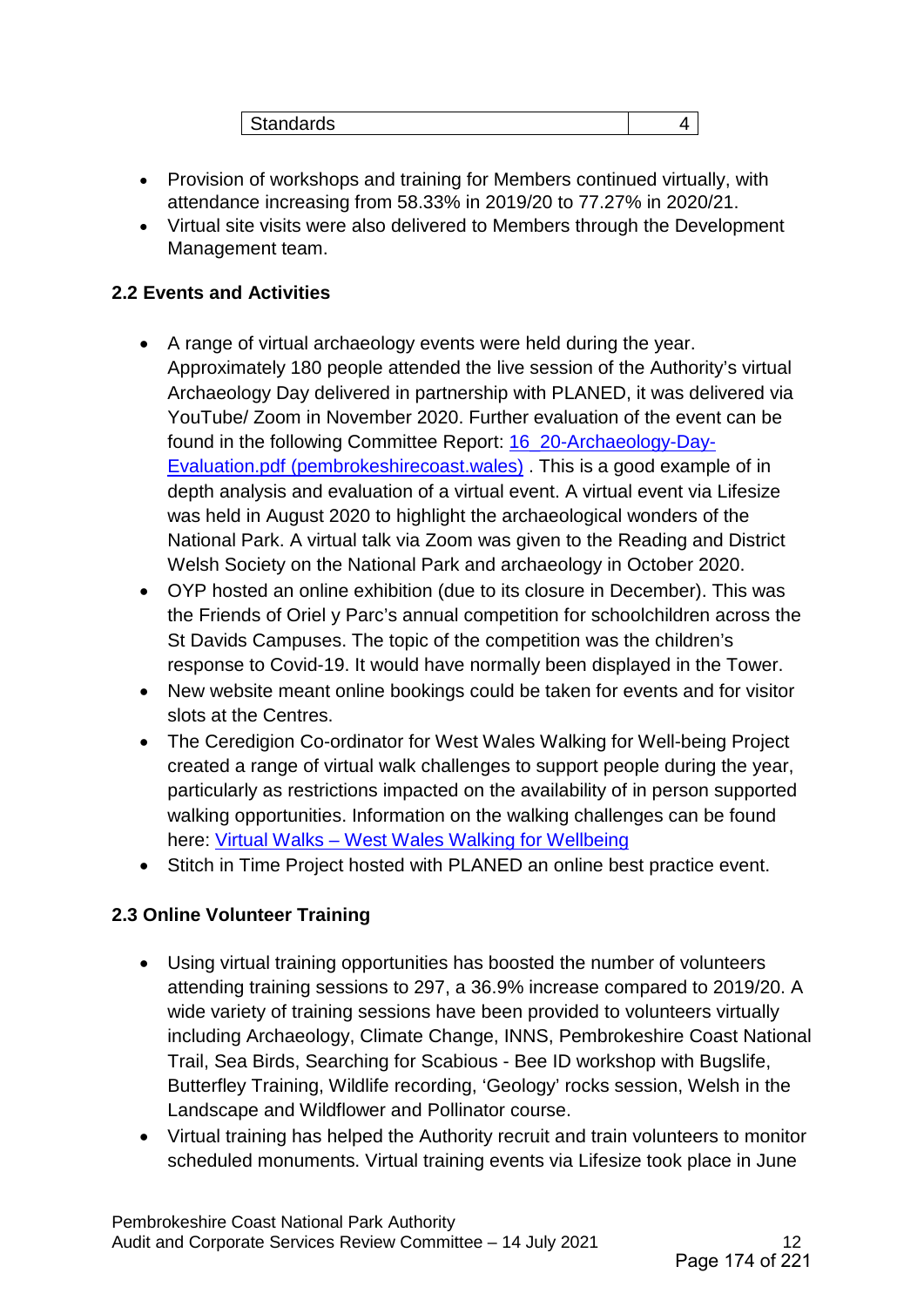| Standards | 4 |
|---|---|

- Provision of workshops and training for Members continued virtually, with attendance increasing from 58.33% in 2019/20 to 77.27% in 2020/21.
- Virtual site visits were also delivered to Members through the Development Management team.

### 2.2 Events and Activities

- A range of virtual archaeology events were held during the year. Approximately 180 people attended the live session of the Authority's virtual Archaeology Day delivered in partnership with PLANED, it was delivered via YouTube/ Zoom in November 2020. Further evaluation of the event can be found in the following Committee Report: [16_20-Archaeology-Day-Evaluation.pdf (pembrokeshirecoast.wales)](16_20-Archaeology-Day-Evaluation.pdf (pembrokeshirecoast.wales)) . This is a good example of in depth analysis and evaluation of a virtual event. A virtual event via Lifesize was held in August 2020 to highlight the archaeological wonders of the National Park. A virtual talk via Zoom was given to the Reading and District Welsh Society on the National Park and archaeology in October 2020.
- OYP hosted an online exhibition (due to its closure in December). This was the Friends of Oriel y Parc's annual competition for schoolchildren across the St Davids Campuses. The topic of the competition was the children's response to Covid-19. It would have normally been displayed in the Tower.
- New website meant online bookings could be taken for events and for visitor slots at the Centres.
- The Ceredigion Co-ordinator for West Wales Walking for Well-being Project created a range of virtual walk challenges to support people during the year, particularly as restrictions impacted on the availability of in person supported walking opportunities. Information on the walking challenges can be found here: [Virtual Walks – West Wales Walking for Wellbeing](Virtual Walks – West Wales Walking for Wellbeing)
- Stitch in Time Project hosted with PLANED an online best practice event.

### 2.3 Online Volunteer Training

- Using virtual training opportunities has boosted the number of volunteers attending training sessions to 297, a 36.9% increase compared to 2019/20. A wide variety of training sessions have been provided to volunteers virtually including Archaeology, Climate Change, INNS, Pembrokeshire Coast National Trail, Sea Birds, Searching for Scabious - Bee ID workshop with Bugslife, Butterfley Training, Wildlife recording, 'Geology' rocks session, Welsh in the Landscape and Wildflower and Pollinator course.
- Virtual training has helped the Authority recruit and train volunteers to monitor scheduled monuments. Virtual training events via Lifesize took place in June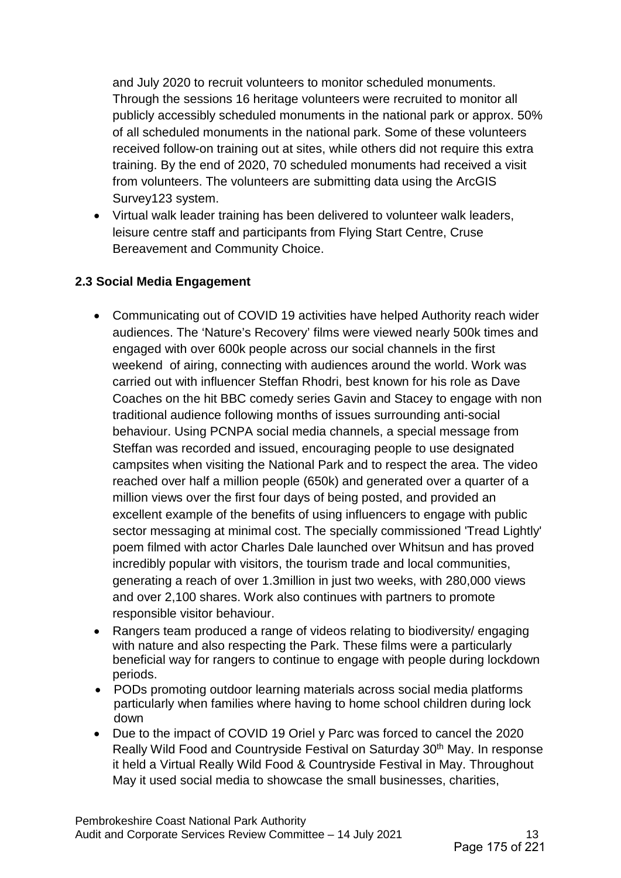and July 2020 to recruit volunteers to monitor scheduled monuments. Through the sessions 16 heritage volunteers were recruited to monitor all publicly accessibly scheduled monuments in the national park or approx. 50% of all scheduled monuments in the national park. Some of these volunteers received follow-on training out at sites, while others did not require this extra training. By the end of 2020, 70 scheduled monuments had received a visit from volunteers. The volunteers are submitting data using the ArcGIS Survey123 system.

- Virtual walk leader training has been delivered to volunteer walk leaders, leisure centre staff and participants from Flying Start Centre, Cruse Bereavement and Community Choice.

**2.3 Social Media Engagement**

- Communicating out of COVID 19 activities have helped Authority reach wider audiences. The 'Nature's Recovery' films were viewed nearly 500k times and engaged with over 600k people across our social channels in the first weekend of airing, connecting with audiences around the world. Work was carried out with influencer Steffan Rhodri, best known for his role as Dave Coaches on the hit BBC comedy series Gavin and Stacey to engage with non traditional audience following months of issues surrounding anti-social behaviour. Using PCNPA social media channels, a special message from Steffan was recorded and issued, encouraging people to use designated campsites when visiting the National Park and to respect the area. The video reached over half a million people (650k) and generated over a quarter of a million views over the first four days of being posted, and provided an excellent example of the benefits of using influencers to engage with public sector messaging at minimal cost. The specially commissioned 'Tread Lightly' poem filmed with actor Charles Dale launched over Whitsun and has proved incredibly popular with visitors, the tourism trade and local communities, generating a reach of over 1.3million in just two weeks, with 280,000 views and over 2,100 shares. Work also continues with partners to promote responsible visitor behaviour.
- Rangers team produced a range of videos relating to biodiversity/ engaging with nature and also respecting the Park. These films were a particularly beneficial way for rangers to continue to engage with people during lockdown periods.
- PODs promoting outdoor learning materials across social media platforms particularly when families where having to home school children during lock down
- Due to the impact of COVID 19 Oriel y Parc was forced to cancel the 2020 Really Wild Food and Countryside Festival on Saturday 30th May. In response it held a Virtual Really Wild Food & Countryside Festival in May. Throughout May it used social media to showcase the small businesses, charities,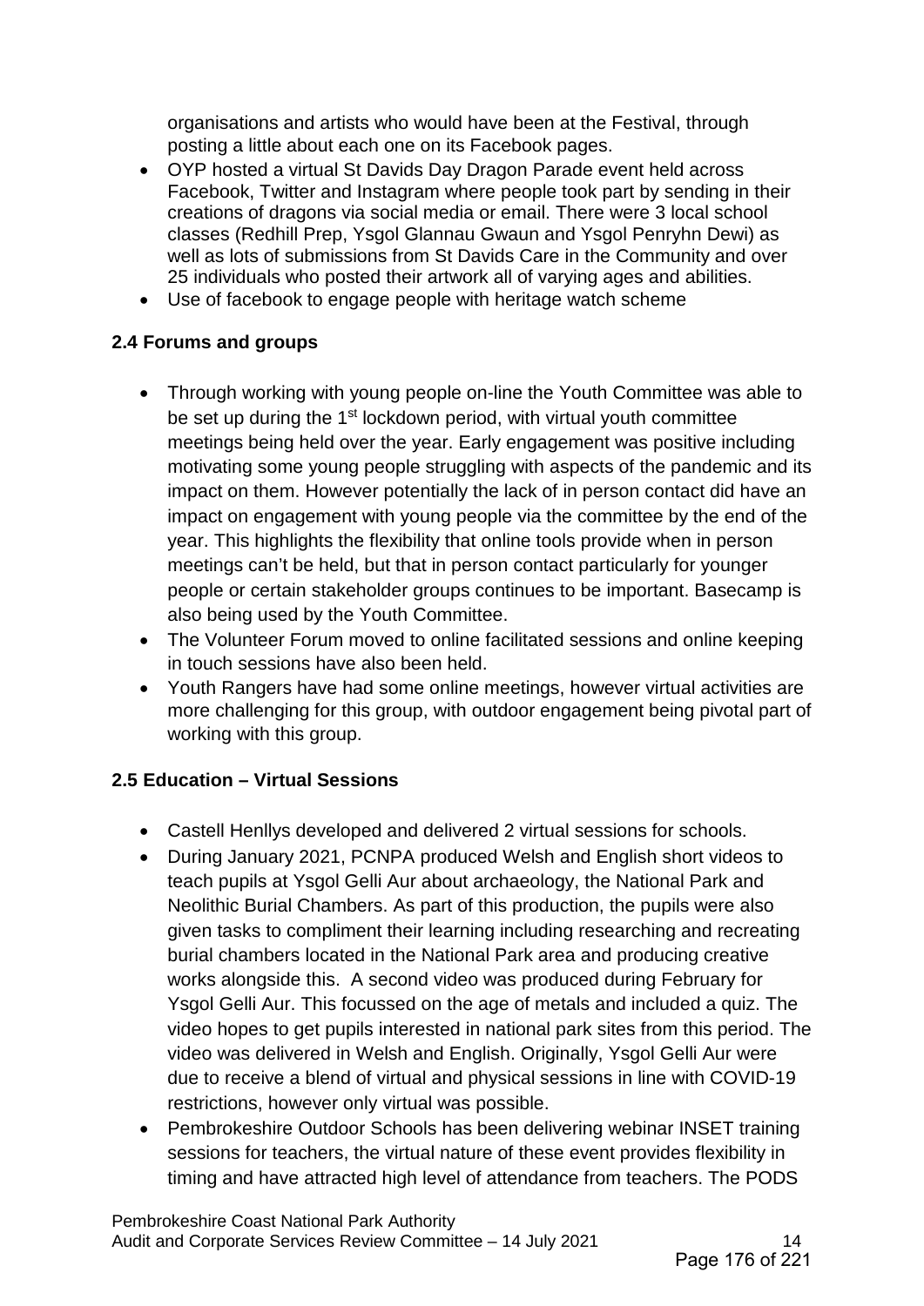organisations and artists who would have been at the Festival, through posting a little about each one on its Facebook pages.

- OYP hosted a virtual St Davids Day Dragon Parade event held across Facebook, Twitter and Instagram where people took part by sending in their creations of dragons via social media or email. There were 3 local school classes (Redhill Prep, Ysgol Glannau Gwaun and Ysgol Penryhn Dewi) as well as lots of submissions from St Davids Care in the Community and over 25 individuals who posted their artwork all of varying ages and abilities.
- Use of facebook to engage people with heritage watch scheme

### 2.4 Forums and groups

- Through working with young people on-line the Youth Committee was able to be set up during the 1st lockdown period, with virtual youth committee meetings being held over the year. Early engagement was positive including motivating some young people struggling with aspects of the pandemic and its impact on them. However potentially the lack of in person contact did have an impact on engagement with young people via the committee by the end of the year. This highlights the flexibility that online tools provide when in person meetings can't be held, but that in person contact particularly for younger people or certain stakeholder groups continues to be important. Basecamp is also being used by the Youth Committee.
- The Volunteer Forum moved to online facilitated sessions and online keeping in touch sessions have also been held.
- Youth Rangers have had some online meetings, however virtual activities are more challenging for this group, with outdoor engagement being pivotal part of working with this group.

### 2.5 Education – Virtual Sessions

- Castell Henllys developed and delivered 2 virtual sessions for schools.
- During January 2021, PCNPA produced Welsh and English short videos to teach pupils at Ysgol Gelli Aur about archaeology, the National Park and Neolithic Burial Chambers. As part of this production, the pupils were also given tasks to compliment their learning including researching and recreating burial chambers located in the National Park area and producing creative works alongside this. A second video was produced during February for Ysgol Gelli Aur. This focussed on the age of metals and included a quiz. The video hopes to get pupils interested in national park sites from this period. The video was delivered in Welsh and English. Originally, Ysgol Gelli Aur were due to receive a blend of virtual and physical sessions in line with COVID-19 restrictions, however only virtual was possible.
- Pembrokeshire Outdoor Schools has been delivering webinar INSET training sessions for teachers, the virtual nature of these event provides flexibility in timing and have attracted high level of attendance from teachers. The PODS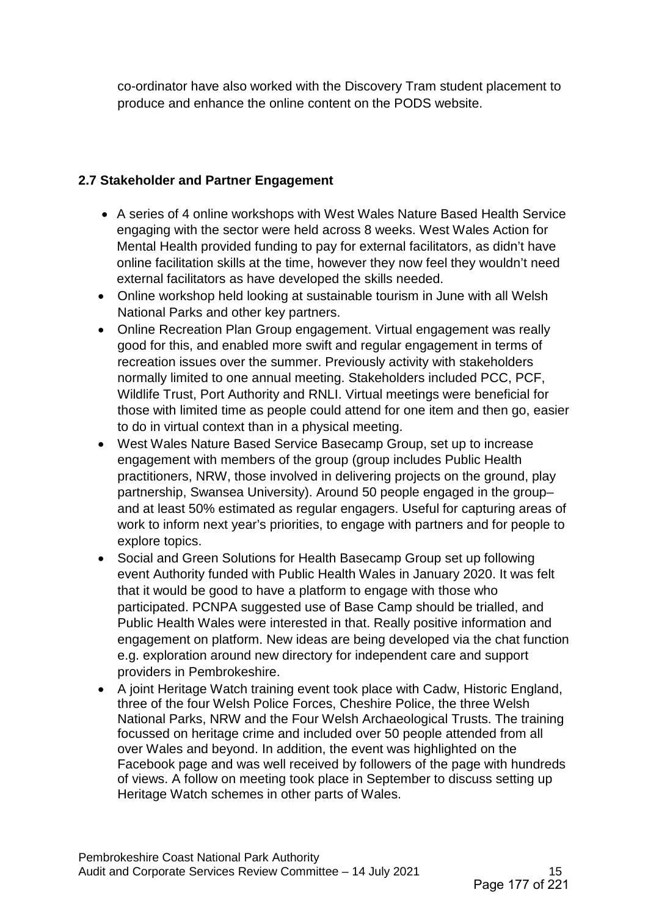co-ordinator have also worked with the Discovery Tram student placement to produce and enhance the online content on the PODS website.

**2.7 Stakeholder and Partner Engagement**

- A series of 4 online workshops with West Wales Nature Based Health Service engaging with the sector were held across 8 weeks. West Wales Action for Mental Health provided funding to pay for external facilitators, as didn't have online facilitation skills at the time, however they now feel they wouldn't need external facilitators as have developed the skills needed.
- Online workshop held looking at sustainable tourism in June with all Welsh National Parks and other key partners.
- Online Recreation Plan Group engagement. Virtual engagement was really good for this, and enabled more swift and regular engagement in terms of recreation issues over the summer. Previously activity with stakeholders normally limited to one annual meeting. Stakeholders included PCC, PCF, Wildlife Trust, Port Authority and RNLI. Virtual meetings were beneficial for those with limited time as people could attend for one item and then go, easier to do in virtual context than in a physical meeting.
- West Wales Nature Based Service Basecamp Group, set up to increase engagement with members of the group (group includes Public Health practitioners, NRW, those involved in delivering projects on the ground, play partnership, Swansea University). Around 50 people engaged in the group– and at least 50% estimated as regular engagers. Useful for capturing areas of work to inform next year's priorities, to engage with partners and for people to explore topics.
- Social and Green Solutions for Health Basecamp Group set up following event Authority funded with Public Health Wales in January 2020. It was felt that it would be good to have a platform to engage with those who participated. PCNPA suggested use of Base Camp should be trialled, and Public Health Wales were interested in that. Really positive information and engagement on platform. New ideas are being developed via the chat function e.g. exploration around new directory for independent care and support providers in Pembrokeshire.
- A joint Heritage Watch training event took place with Cadw, Historic England, three of the four Welsh Police Forces, Cheshire Police, the three Welsh National Parks, NRW and the Four Welsh Archaeological Trusts. The training focussed on heritage crime and included over 50 people attended from all over Wales and beyond. In addition, the event was highlighted on the Facebook page and was well received by followers of the page with hundreds of views. A follow on meeting took place in September to discuss setting up Heritage Watch schemes in other parts of Wales.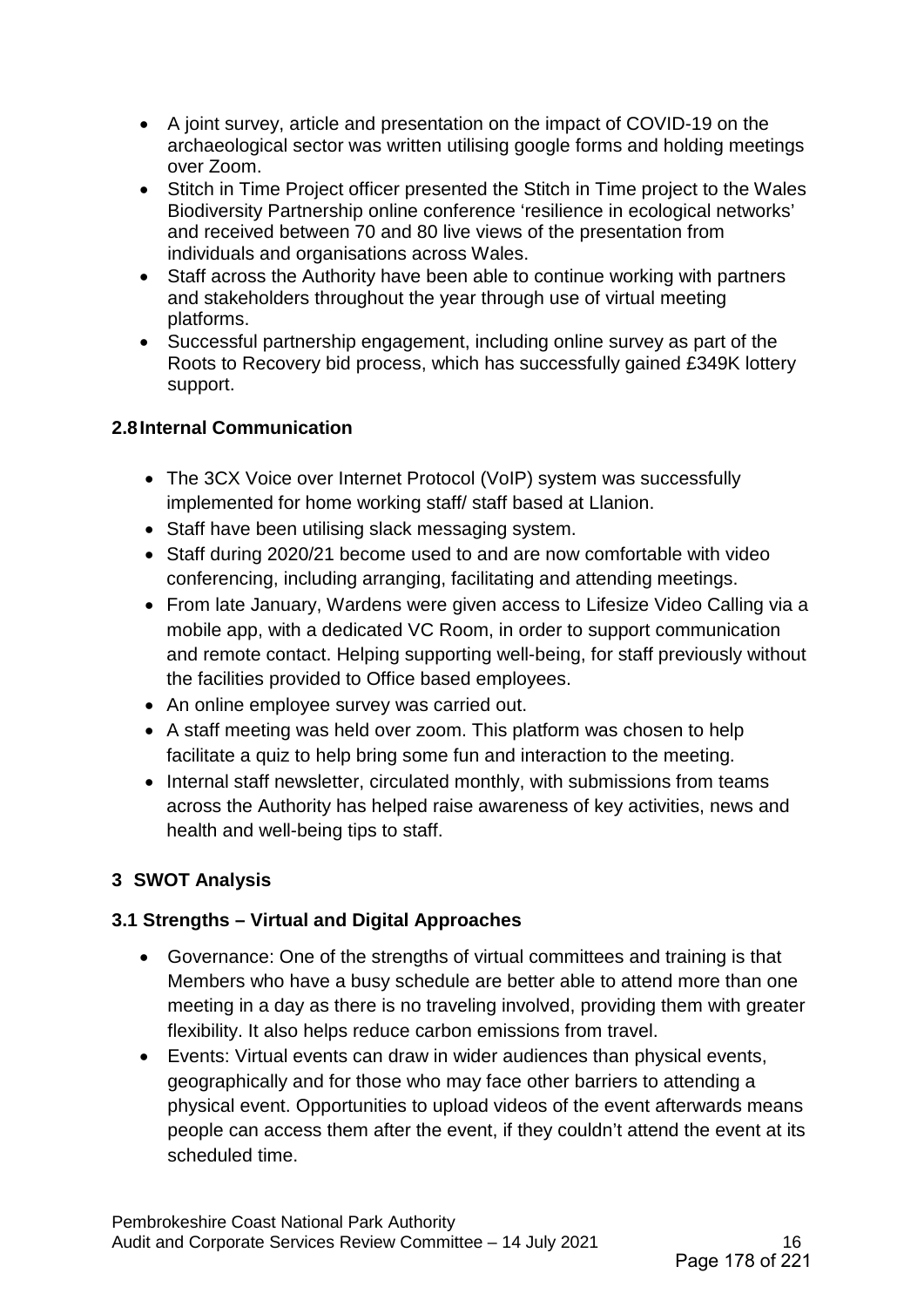- A joint survey, article and presentation on the impact of COVID-19 on the archaeological sector was written utilising google forms and holding meetings over Zoom.
- Stitch in Time Project officer presented the Stitch in Time project to the Wales Biodiversity Partnership online conference 'resilience in ecological networks' and received between 70 and 80 live views of the presentation from individuals and organisations across Wales.
- Staff across the Authority have been able to continue working with partners and stakeholders throughout the year through use of virtual meeting platforms.
- Successful partnership engagement, including online survey as part of the Roots to Recovery bid process, which has successfully gained £349K lottery support.

### 2.8 Internal Communication

- The 3CX Voice over Internet Protocol (VoIP) system was successfully implemented for home working staff/ staff based at Llanion.
- Staff have been utilising slack messaging system.
- Staff during 2020/21 become used to and are now comfortable with video conferencing, including arranging, facilitating and attending meetings.
- From late January, Wardens were given access to Lifesize Video Calling via a mobile app, with a dedicated VC Room, in order to support communication and remote contact. Helping supporting well-being, for staff previously without the facilities provided to Office based employees.
- An online employee survey was carried out.
- A staff meeting was held over zoom. This platform was chosen to help facilitate a quiz to help bring some fun and interaction to the meeting.
- Internal staff newsletter, circulated monthly, with submissions from teams across the Authority has helped raise awareness of key activities, news and health and well-being tips to staff.

## 3 SWOT Analysis

### 3.1 Strengths – Virtual and Digital Approaches

- Governance: One of the strengths of virtual committees and training is that Members who have a busy schedule are better able to attend more than one meeting in a day as there is no traveling involved, providing them with greater flexibility. It also helps reduce carbon emissions from travel.
- Events: Virtual events can draw in wider audiences than physical events, geographically and for those who may face other barriers to attending a physical event. Opportunities to upload videos of the event afterwards means people can access them after the event, if they couldn't attend the event at its scheduled time.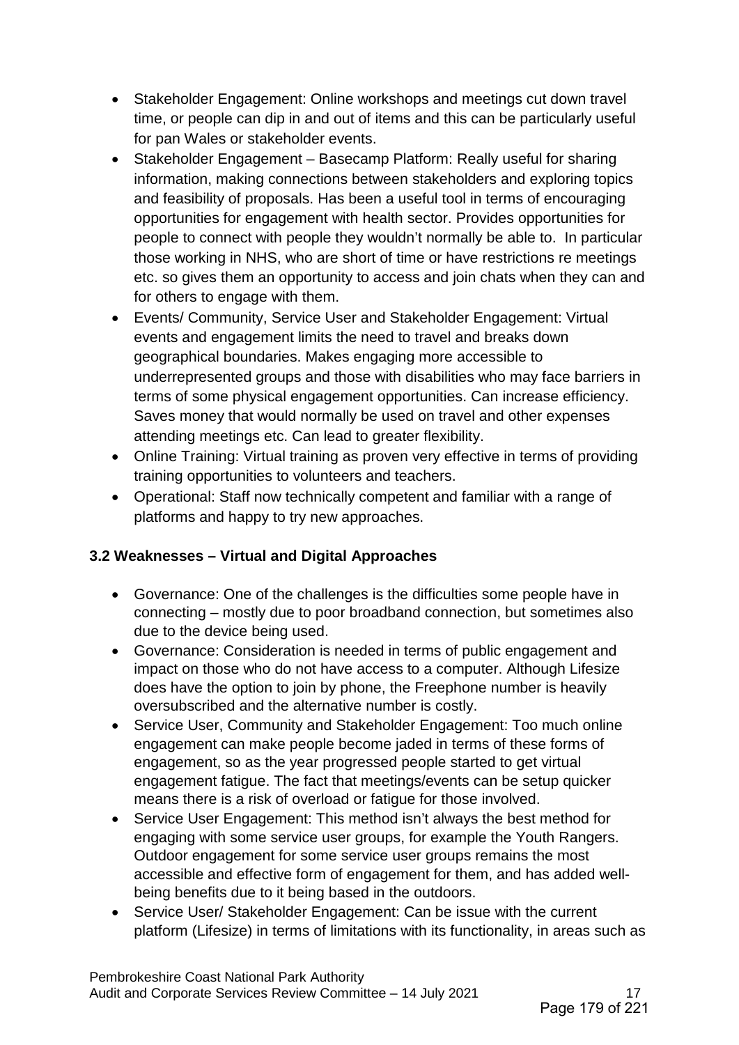- Stakeholder Engagement: Online workshops and meetings cut down travel time, or people can dip in and out of items and this can be particularly useful for pan Wales or stakeholder events.
- Stakeholder Engagement – Basecamp Platform: Really useful for sharing information, making connections between stakeholders and exploring topics and feasibility of proposals. Has been a useful tool in terms of encouraging opportunities for engagement with health sector. Provides opportunities for people to connect with people they wouldn't normally be able to. In particular those working in NHS, who are short of time or have restrictions re meetings etc. so gives them an opportunity to access and join chats when they can and for others to engage with them.
- Events/ Community, Service User and Stakeholder Engagement: Virtual events and engagement limits the need to travel and breaks down geographical boundaries. Makes engaging more accessible to underrepresented groups and those with disabilities who may face barriers in terms of some physical engagement opportunities. Can increase efficiency. Saves money that would normally be used on travel and other expenses attending meetings etc. Can lead to greater flexibility.
- Online Training: Virtual training as proven very effective in terms of providing training opportunities to volunteers and teachers.
- Operational: Staff now technically competent and familiar with a range of platforms and happy to try new approaches.

### 3.2 Weaknesses – Virtual and Digital Approaches

- Governance: One of the challenges is the difficulties some people have in connecting – mostly due to poor broadband connection, but sometimes also due to the device being used.
- Governance: Consideration is needed in terms of public engagement and impact on those who do not have access to a computer. Although Lifesize does have the option to join by phone, the Freephone number is heavily oversubscribed and the alternative number is costly.
- Service User, Community and Stakeholder Engagement: Too much online engagement can make people become jaded in terms of these forms of engagement, so as the year progressed people started to get virtual engagement fatigue. The fact that meetings/events can be setup quicker means there is a risk of overload or fatigue for those involved.
- Service User Engagement: This method isn't always the best method for engaging with some service user groups, for example the Youth Rangers. Outdoor engagement for some service user groups remains the most accessible and effective form of engagement for them, and has added well-being benefits due to it being based in the outdoors.
- Service User/ Stakeholder Engagement: Can be issue with the current platform (Lifesize) in terms of limitations with its functionality, in areas such as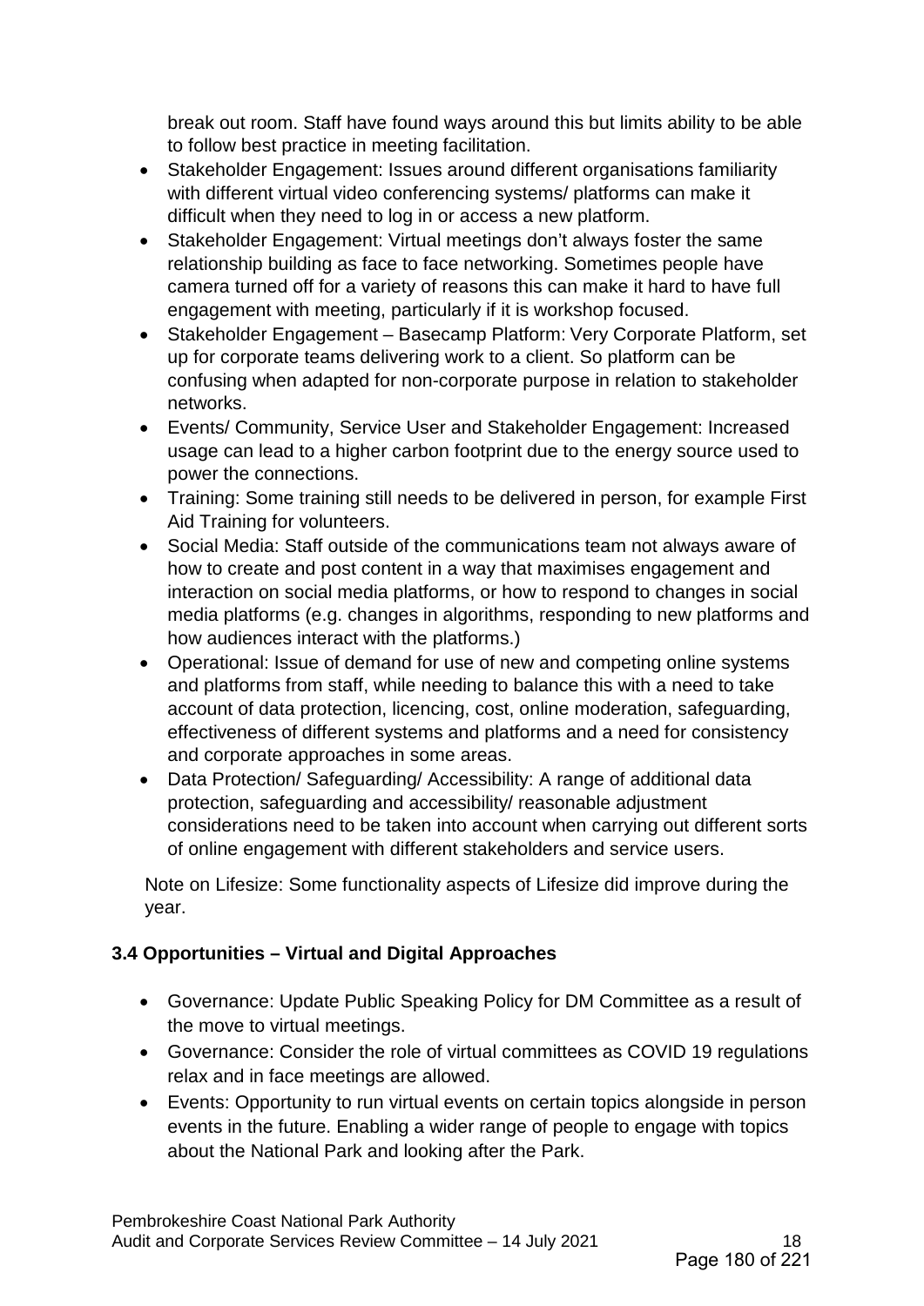break out room. Staff have found ways around this but limits ability to be able to follow best practice in meeting facilitation.

- Stakeholder Engagement: Issues around different organisations familiarity with different virtual video conferencing systems/ platforms can make it difficult when they need to log in or access a new platform.
- Stakeholder Engagement: Virtual meetings don't always foster the same relationship building as face to face networking. Sometimes people have camera turned off for a variety of reasons this can make it hard to have full engagement with meeting, particularly if it is workshop focused.
- Stakeholder Engagement – Basecamp Platform: Very Corporate Platform, set up for corporate teams delivering work to a client. So platform can be confusing when adapted for non-corporate purpose in relation to stakeholder networks.
- Events/ Community, Service User and Stakeholder Engagement: Increased usage can lead to a higher carbon footprint due to the energy source used to power the connections.
- Training: Some training still needs to be delivered in person, for example First Aid Training for volunteers.
- Social Media: Staff outside of the communications team not always aware of how to create and post content in a way that maximises engagement and interaction on social media platforms, or how to respond to changes in social media platforms (e.g. changes in algorithms, responding to new platforms and how audiences interact with the platforms.)
- Operational: Issue of demand for use of new and competing online systems and platforms from staff, while needing to balance this with a need to take account of data protection, licencing, cost, online moderation, safeguarding, effectiveness of different systems and platforms and a need for consistency and corporate approaches in some areas.
- Data Protection/ Safeguarding/ Accessibility: A range of additional data protection, safeguarding and accessibility/ reasonable adjustment considerations need to be taken into account when carrying out different sorts of online engagement with different stakeholders and service users.

Note on Lifesize: Some functionality aspects of Lifesize did improve during the year.

### 3.4 Opportunities – Virtual and Digital Approaches

- Governance: Update Public Speaking Policy for DM Committee as a result of the move to virtual meetings.
- Governance: Consider the role of virtual committees as COVID 19 regulations relax and in face meetings are allowed.
- Events: Opportunity to run virtual events on certain topics alongside in person events in the future. Enabling a wider range of people to engage with topics about the National Park and looking after the Park.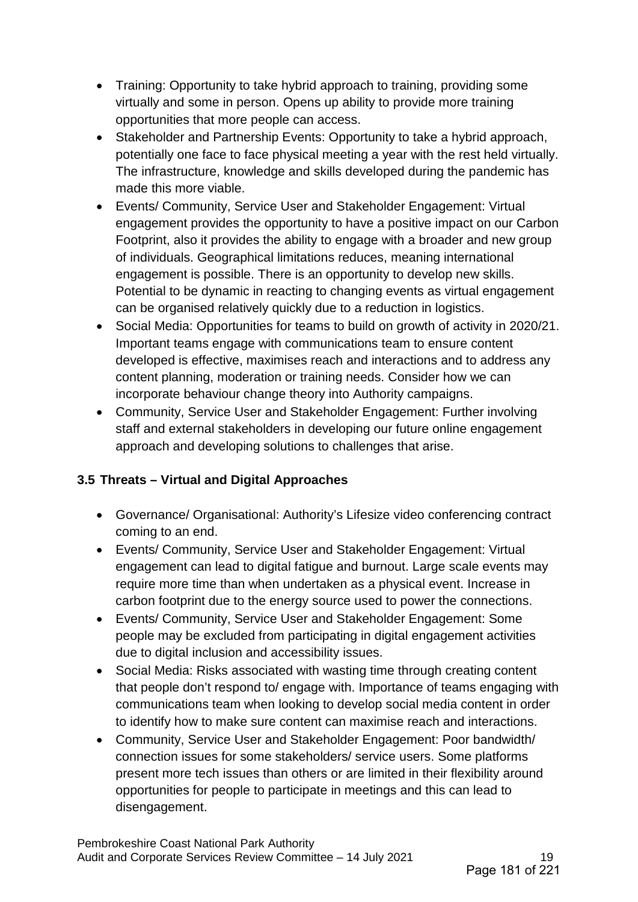- Training: Opportunity to take hybrid approach to training, providing some virtually and some in person. Opens up ability to provide more training opportunities that more people can access.
- Stakeholder and Partnership Events: Opportunity to take a hybrid approach, potentially one face to face physical meeting a year with the rest held virtually. The infrastructure, knowledge and skills developed during the pandemic has made this more viable.
- Events/ Community, Service User and Stakeholder Engagement: Virtual engagement provides the opportunity to have a positive impact on our Carbon Footprint, also it provides the ability to engage with a broader and new group of individuals. Geographical limitations reduces, meaning international engagement is possible. There is an opportunity to develop new skills. Potential to be dynamic in reacting to changing events as virtual engagement can be organised relatively quickly due to a reduction in logistics.
- Social Media: Opportunities for teams to build on growth of activity in 2020/21. Important teams engage with communications team to ensure content developed is effective, maximises reach and interactions and to address any content planning, moderation or training needs. Consider how we can incorporate behaviour change theory into Authority campaigns.
- Community, Service User and Stakeholder Engagement: Further involving staff and external stakeholders in developing our future online engagement approach and developing solutions to challenges that arise.

### 3.5 Threats – Virtual and Digital Approaches

- Governance/ Organisational: Authority's Lifesize video conferencing contract coming to an end.
- Events/ Community, Service User and Stakeholder Engagement: Virtual engagement can lead to digital fatigue and burnout. Large scale events may require more time than when undertaken as a physical event. Increase in carbon footprint due to the energy source used to power the connections.
- Events/ Community, Service User and Stakeholder Engagement: Some people may be excluded from participating in digital engagement activities due to digital inclusion and accessibility issues.
- Social Media: Risks associated with wasting time through creating content that people don't respond to/ engage with. Importance of teams engaging with communications team when looking to develop social media content in order to identify how to make sure content can maximise reach and interactions.
- Community, Service User and Stakeholder Engagement: Poor bandwidth/ connection issues for some stakeholders/ service users. Some platforms present more tech issues than others or are limited in their flexibility around opportunities for people to participate in meetings and this can lead to disengagement.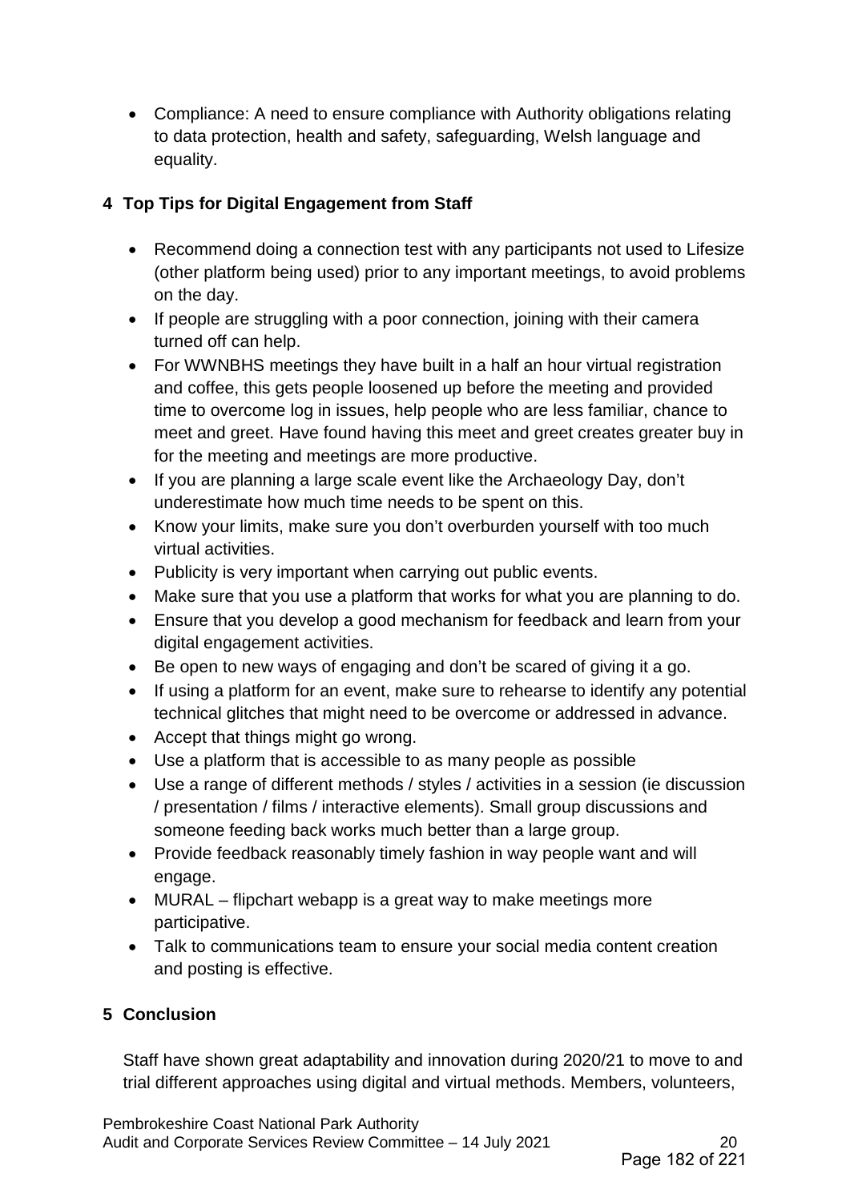- Compliance: A need to ensure compliance with Authority obligations relating to data protection, health and safety, safeguarding, Welsh language and equality.

## 4 Top Tips for Digital Engagement from Staff

- Recommend doing a connection test with any participants not used to Lifesize (other platform being used) prior to any important meetings, to avoid problems on the day.
- If people are struggling with a poor connection, joining with their camera turned off can help.
- For WWNBHS meetings they have built in a half an hour virtual registration and coffee, this gets people loosened up before the meeting and provided time to overcome log in issues, help people who are less familiar, chance to meet and greet. Have found having this meet and greet creates greater buy in for the meeting and meetings are more productive.
- If you are planning a large scale event like the Archaeology Day, don't underestimate how much time needs to be spent on this.
- Know your limits, make sure you don't overburden yourself with too much virtual activities.
- Publicity is very important when carrying out public events.
- Make sure that you use a platform that works for what you are planning to do.
- Ensure that you develop a good mechanism for feedback and learn from your digital engagement activities.
- Be open to new ways of engaging and don't be scared of giving it a go.
- If using a platform for an event, make sure to rehearse to identify any potential technical glitches that might need to be overcome or addressed in advance.
- Accept that things might go wrong.
- Use a platform that is accessible to as many people as possible
- Use a range of different methods / styles / activities in a session (ie discussion / presentation / films / interactive elements). Small group discussions and someone feeding back works much better than a large group.
- Provide feedback reasonably timely fashion in way people want and will engage.
- MURAL – flipchart webapp is a great way to make meetings more participative.
- Talk to communications team to ensure your social media content creation and posting is effective.

## 5 Conclusion

Staff have shown great adaptability and innovation during 2020/21 to move to and trial different approaches using digital and virtual methods. Members, volunteers,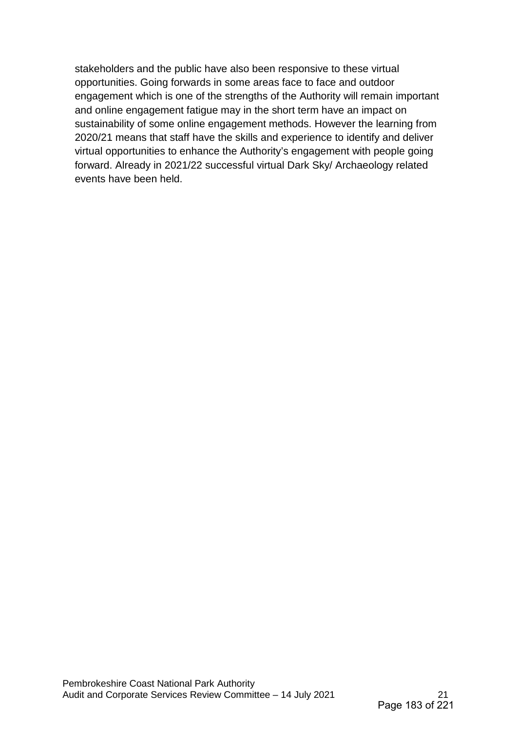stakeholders and the public have also been responsive to these virtual opportunities. Going forwards in some areas face to face and outdoor engagement which is one of the strengths of the Authority will remain important and online engagement fatigue may in the short term have an impact on sustainability of some online engagement methods. However the learning from 2020/21 means that staff have the skills and experience to identify and deliver virtual opportunities to enhance the Authority's engagement with people going forward. Already in 2021/22 successful virtual Dark Sky/ Archaeology related events have been held.